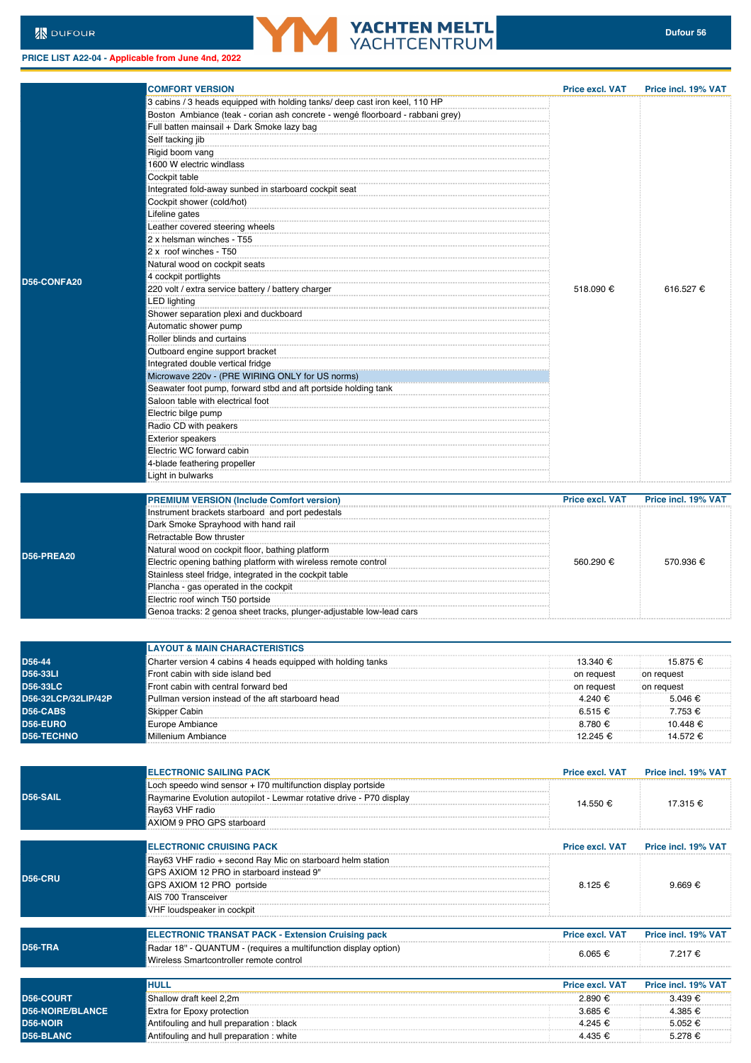DUFOUR

YACHTEN MELTL YACHTCENTRUM

Dufour 56

**PRICE LIST A22-04 - Applicable from June 4nd, 2022**

| | COMFORT VERSION | Price excl. VAT | Price incl. 19% VAT |
|---|---|---|---|
| D56-CONFA20 | 3 cabins / 3 heads equipped with holding tanks/ deep cast iron keel, 110 HP<br>Boston Ambiance (teak - corian ash concrete - wengé floorboard - rabbani grey)<br>Full batten mainsail + Dark Smoke lazy bag<br>Self tacking jib<br>Rigid boom vang<br>1600 W electric windlass<br>Cockpit table<br>Integrated fold-away sunbed in starboard cockpit seat<br>Cockpit shower (cold/hot)<br>Lifeline gates<br>Leather covered steering wheels<br>2 x helsman winches - T55<br>2 x roof winches - T50<br>Natural wood on cockpit seats<br>4 cockpit portlights<br>220 volt / extra service battery / battery charger<br>LED lighting<br>Shower separation plexi and duckboard<br>Automatic shower pump<br>Roller blinds and curtains<br>Outboard engine support bracket<br>Integrated double vertical fridge<br>Microwave 220v - (PRE WIRING ONLY for US norms)<br>Seawater foot pump, forward stbd and aft portside holding tank<br>Saloon table with electrical foot<br>Electric bilge pump<br>Radio CD with peakers<br>Exterior speakers<br>Electric WC forward cabin<br>4-blade feathering propeller<br>Light in bulwarks | 518.090 € | 616.527 € |

| | PREMIUM VERSION (Include Comfort version) | Price excl. VAT | Price incl. 19% VAT |
|---|---|---|---|
| D56-PREA20 | Instrument brackets starboard and port pedestals<br>Dark Smoke Sprayhood with hand rail<br>Retractable Bow thruster<br>Natural wood on cockpit floor, bathing platform<br>Electric opening bathing platform with wireless remote control<br>Stainless steel fridge, integrated in the cockpit table<br>Plancha - gas operated in the cockpit<br>Electric roof winch T50 portside<br>Genoa tracks: 2 genoa sheet tracks, plunger-adjustable low-lead cars | 560.290 € | 570.936 € |

| | LAYOUT & MAIN CHARACTERISTICS | Price excl. VAT | Price incl. 19% VAT |
|---|---|---|---|
| D56-44 | Charter version 4 cabins 4 heads equipped with holding tanks | 13.340 € | 15.875 € |
| D56-33LI | Front cabin with side island bed | on request | on request |
| D56-33LC | Front cabin with central forward bed | on request | on request |
| D56-32LCP/32LIP/42P | Pullman version instead of the aft starboard head | 4.240 € | 5.046 € |
| D56-CABS | Skipper Cabin | 6.515 € | 7.753 € |
| D56-EURO | Europe Ambiance | 8.780 € | 10.448 € |
| D56-TECHNO | Millenium Ambiance | 12.245 € | 14.572 € |

| | ELECTRONIC SAILING PACK | Price excl. VAT | Price incl. 19% VAT |
|---|---|---|---|
| D56-SAIL | Loch speedo wind sensor + I70 multifunction display portside<br>Raymarine Evolution autopilot - Lewmar rotative drive - P70 display<br>Ray63 VHF radio<br>AXIOM 9 PRO GPS starboard | 14.550 € | 17.315 € |

| | ELECTRONIC CRUISING PACK | Price excl. VAT | Price incl. 19% VAT |
|---|---|---|---|
| D56-CRU | Ray63 VHF radio + second Ray Mic on starboard helm station<br>GPS AXIOM 12 PRO in starboard instead 9"<br>GPS AXIOM 12 PRO portside<br>AIS 700 Transceiver<br>VHF loudspeaker in cockpit | 8.125 € | 9.669 € |

| | ELECTRONIC TRANSAT PACK - Extension Cruising pack | Price excl. VAT | Price incl. 19% VAT |
|---|---|---|---|
| D56-TRA | Radar 18'' - QUANTUM - (requires a multifunction display option)<br>Wireless Smartcontroller remote control | 6.065 € | 7.217 € |

| | HULL | Price excl. VAT | Price incl. 19% VAT |
|---|---|---|---|
| D56-COURT | Shallow draft keel 2,2m | 2.890 € | 3.439 € |
| D56-NOIRE/BLANCE | Extra for Epoxy protection | 3.685 € | 4.385 € |
| D56-NOIR | Antifouling and hull preparation : black | 4.245 € | 5.052 € |
| D56-BLANC | Antifouling and hull preparation : white | 4.435 € | 5.278 € |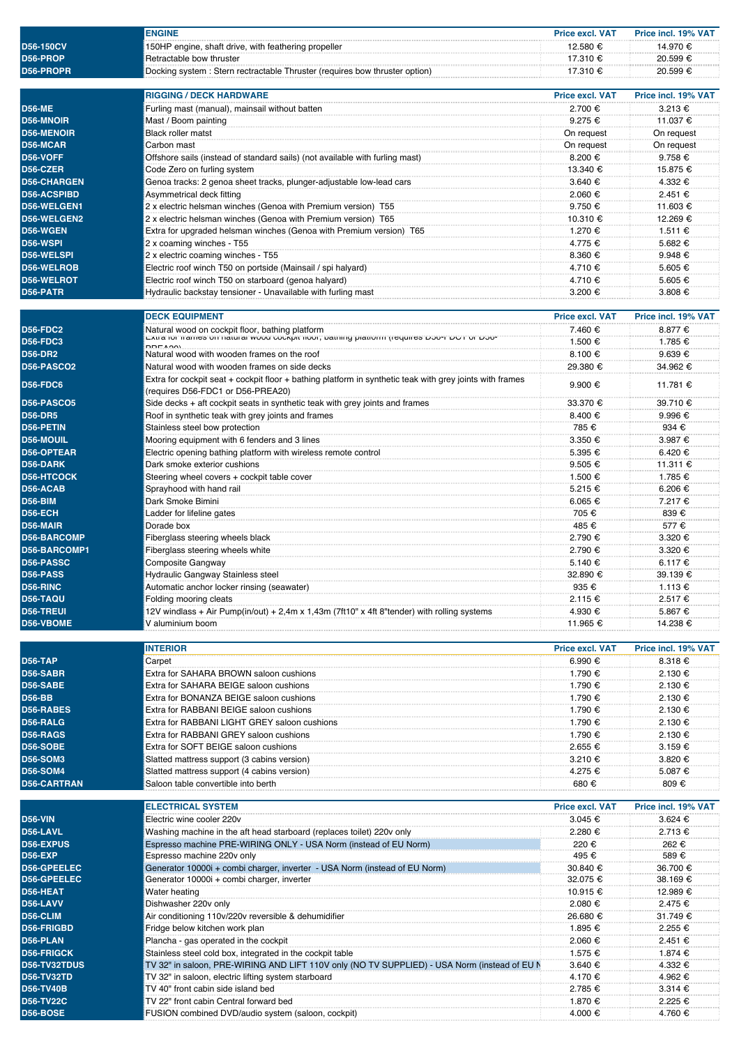| | ENGINE | Price excl. VAT | Price incl. 19% VAT |
|---|---|---|---|
| D56-150CV | 150HP engine, shaft drive, with feathering propeller | 12.580 € | 14.970 € |
| D56-PROP | Retractable bow thruster | 17.310 € | 20.599 € |
| D56-PROPR | Docking system : Stern rectractable Thruster (requires bow thruster option) | 17.310 € | 20.599 € |

| | RIGGING / DECK HARDWARE | Price excl. VAT | Price incl. 19% VAT |
|---|---|---|---|
| D56-ME | Furling mast (manual), mainsail without batten | 2.700 € | 3.213 € |
| D56-MNOIR | Mast / Boom painting | 9.275 € | 11.037 € |
| D56-MENOIR | Black roller matst | On request | On request |
| D56-MCAR | Carbon mast | On request | On request |
| D56-VOFF | Offshore sails (instead of standard sails) (not available with furling mast) | 8.200 € | 9.758 € |
| D56-CZER | Code Zero on furling system | 13.340 € | 15.875 € |
| D56-CHARGEN | Genoa tracks: 2 genoa sheet tracks, plunger-adjustable low-lead cars | 3.640 € | 4.332 € |
| D56-ACSPIBD | Asymmetrical deck fitting | 2.060 € | 2.451 € |
| D56-WELGEN1 | 2 x electric helsman winches (Genoa with Premium version) T55 | 9.750 € | 11.603 € |
| D56-WELGEN2 | 2 x electric helsman winches (Genoa with Premium version) T65 | 10.310 € | 12.269 € |
| D56-WGEN | Extra for upgraded helsman winches (Genoa with Premium version) T65 | 1.270 € | 1.511 € |
| D56-WSPI | 2 x coaming winches - T55 | 4.775 € | 5.682 € |
| D56-WELSPI | 2 x electric coaming winches - T55 | 8.360 € | 9.948 € |
| D56-WELROB | Electric roof winch T50 on portside (Mainsail / spi halyard) | 4.710 € | 5.605 € |
| D56-WELROT | Electric roof winch T50 on starboard (genoa halyard) | 4.710 € | 5.605 € |
| D56-PATR | Hydraulic backstay tensioner - Unavailable with furling mast | 3.200 € | 3.808 € |

| | DECK EQUIPMENT | Price excl. VAT | Price incl. 19% VAT |
|---|---|---|---|
| D56-FDC2 | Natural wood on cockpit floor, bathing platform | 7.460 € | 8.877 € |
| D56-FDC3 | Extra for frames on natural wood cockpit floor, bathing platform (requires D56-FDC1 or D56-PREA20) | 1.500 € | 1.785 € |
| D56-DR2 | Natural wood with wooden frames on the roof | 8.100 € | 9.639 € |
| D56-PASCO2 | Natural wood with wooden frames on side decks | 29.380 € | 34.962 € |
| D56-FDC6 | Extra for cockpit seat + cockpit floor + bathing platform in synthetic teak with grey joints with frames (requires D56-FDC1 or D56-PREA20) | 9.900 € | 11.781 € |
| D56-PASCO5 | Side decks + aft cockpit seats in synthetic teak with grey joints and frames | 33.370 € | 39.710 € |
| D56-DR5 | Roof in synthetic teak with grey joints and frames | 8.400 € | 9.996 € |
| D56-PETIN | Stainless steel bow protection | 785 € | 934 € |
| D56-MOUIL | Mooring equipment with 6 fenders and 3 lines | 3.350 € | 3.987 € |
| D56-OPTEAR | Electric opening bathing platform with wireless remote control | 5.395 € | 6.420 € |
| D56-DARK | Dark smoke exterior cushions | 9.505 € | 11.311 € |
| D56-HTCOCK | Steering wheel covers + cockpit table cover | 1.500 € | 1.785 € |
| D56-ACAB | Sprayhood with hand rail | 5.215 € | 6.206 € |
| D56-BIM | Dark Smoke Bimini | 6.065 € | 7.217 € |
| D56-ECH | Ladder for lifeline gates | 705 € | 839 € |
| D56-MAIR | Dorade box | 485 € | 577 € |
| D56-BARCOMP | Fiberglass steering wheels black | 2.790 € | 3.320 € |
| D56-BARCOMP1 | Fiberglass steering wheels white | 2.790 € | 3.320 € |
| D56-PASSC | Composite Gangway | 5.140 € | 6.117 € |
| D56-PASS | Hydraulic Gangway Stainless steel | 32.890 € | 39.139 € |
| D56-RINC | Automatic anchor locker rinsing (seawater) | 935 € | 1.113 € |
| D56-TAQU | Folding mooring cleats | 2.115 € | 2.517 € |
| D56-TREUI | 12V windlass + Air Pump(in/out) + 2,4m x 1,43m (7ft10" x 4ft 8"tender) with rolling systems | 4.930 € | 5.867 € |
| D56-VBOME | V aluminium boom | 11.965 € | 14.238 € |

| | INTERIOR | Price excl. VAT | Price incl. 19% VAT |
|---|---|---|---|
| D56-TAP | Carpet | 6.990 € | 8.318 € |
| D56-SABR | Extra for SAHARA BROWN saloon cushions | 1.790 € | 2.130 € |
| D56-SABE | Extra for SAHARA BEIGE saloon cushions | 1.790 € | 2.130 € |
| D56-BB | Extra for BONANZA BEIGE saloon cushions | 1.790 € | 2.130 € |
| D56-RABES | Extra for RABBANI BEIGE saloon cushions | 1.790 € | 2.130 € |
| D56-RALG | Extra for RABBANI LIGHT GREY saloon cushions | 1.790 € | 2.130 € |
| D56-RAGS | Extra for RABBANI GREY saloon cushions | 1.790 € | 2.130 € |
| D56-SOBE | Extra for SOFT BEIGE saloon cushions | 2.655 € | 3.159 € |
| D56-SOM3 | Slatted mattress support (3 cabins version) | 3.210 € | 3.820 € |
| D56-SOM4 | Slatted mattress support (4 cabins version) | 4.275 € | 5.087 € |
| D56-CARTRAN | Saloon table convertible into berth | 680 € | 809 € |

| | ELECTRICAL SYSTEM | Price excl. VAT | Price incl. 19% VAT |
|---|---|---|---|
| D56-VIN | Electric wine cooler 220v | 3.045 € | 3.624 € |
| D56-LAVL | Washing machine in the aft head starboard (replaces toilet) 220v only | 2.280 € | 2.713 € |
| D56-EXPUS | Espresso machine PRE-WIRING ONLY - USA Norm (instead of EU Norm) | 220 € | 262 € |
| D56-EXP | Espresso machine 220v only | 495 € | 589 € |
| D56-GPEELEC | Generator 10000i + combi charger, inverter - USA Norm (instead of EU Norm) | 30.840 € | 36.700 € |
| D56-GPEELEC | Generator 10000i + combi charger, inverter | 32.075 € | 38.169 € |
| D56-HEAT | Water heating | 10.915 € | 12.989 € |
| D56-LAVV | Dishwasher 220v only | 2.080 € | 2.475 € |
| D56-CLIM | Air conditioning 110v/220v reversible & dehumidifier | 26.680 € | 31.749 € |
| D56-FRIGBD | Fridge below kitchen work plan | 1.895 € | 2.255 € |
| D56-PLAN | Plancha - gas operated in the cockpit | 2.060 € | 2.451 € |
| D56-FRIGCK | Stainless steel cold box, integrated in the cockpit table | 1.575 € | 1.874 € |
| D56-TV32TDUS | TV 32" in saloon, PRE-WIRING AND LIFT 110V only (NO TV SUPPLIED) - USA Norm (instead of EU N | 3.640 € | 4.332 € |
| D56-TV32TD | TV 32" in saloon, electric lifting system starboard | 4.170 € | 4.962 € |
| D56-TV40B | TV 40" front cabin side island bed | 2.785 € | 3.314 € |
| D56-TV22C | TV 22" front cabin Central forward bed | 1.870 € | 2.225 € |
| D56-BOSE | FUSION combined DVD/audio system (saloon, cockpit) | 4.000 € | 4.760 € |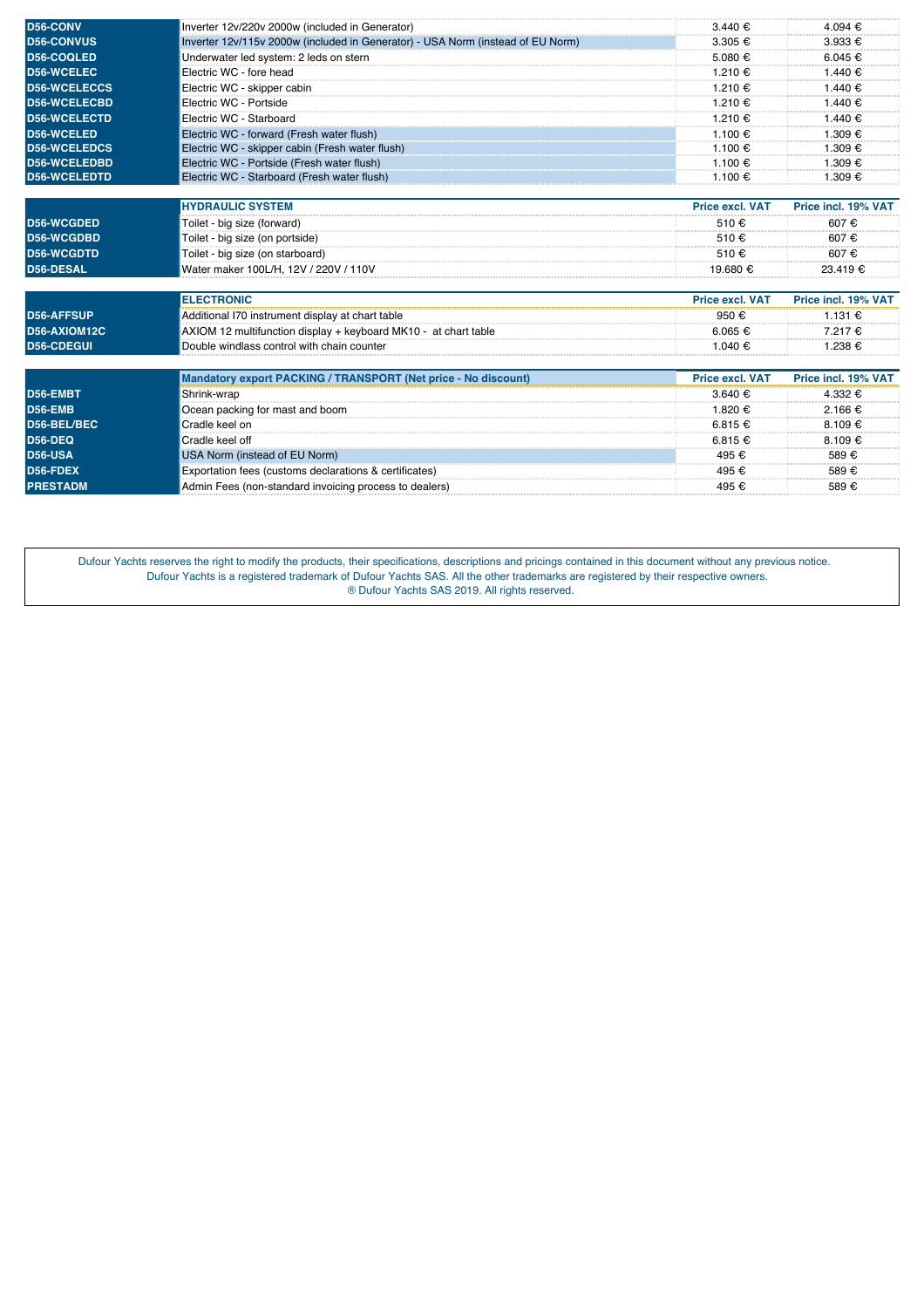| | | | |
|---|---|---|---|
| D56-CONV | Inverter 12v/220v 2000w (included in Generator) | 3.440 € | 4.094 € |
| D56-CONVUS | Inverter 12v/115v 2000w (included in Generator) - USA Norm (instead of EU Norm) | 3.305 € | 3.933 € |
| D56-COQLED | Underwater led system: 2 leds on stern | 5.080 € | 6.045 € |
| D56-WCELEC | Electric WC - fore head | 1.210 € | 1.440 € |
| D56-WCELECCS | Electric WC - skipper cabin | 1.210 € | 1.440 € |
| D56-WCELECBD | Electric WC - Portside | 1.210 € | 1.440 € |
| D56-WCELECTD | Electric WC - Starboard | 1.210 € | 1.440 € |
| D56-WCELED | Electric WC - forward (Fresh water flush) | 1.100 € | 1.309 € |
| D56-WCELEDCS | Electric WC - skipper cabin (Fresh water flush) | 1.100 € | 1.309 € |
| D56-WCELEDBD | Electric WC - Portside (Fresh water flush) | 1.100 € | 1.309 € |
| D56-WCELEDTD | Electric WC - Starboard (Fresh water flush) | 1.100 € | 1.309 € |

| | HYDRAULIC SYSTEM | Price excl. VAT | Price incl. 19% VAT |
|---|---|---|---|
| D56-WCGDED | Toilet - big size (forward) | 510 € | 607 € |
| D56-WCGDBD | Toilet - big size (on portside) | 510 € | 607 € |
| D56-WCGDTD | Toilet - big size (on starboard) | 510 € | 607 € |
| D56-DESAL | Water maker 100L/H, 12V / 220V / 110V | 19.680 € | 23.419 € |

| | ELECTRONIC | Price excl. VAT | Price incl. 19% VAT |
|---|---|---|---|
| D56-AFFSUP | Additional I70 instrument display at chart table | 950 € | 1.131 € |
| D56-AXIOM12C | AXIOM 12 multifunction display + keyboard MK10 - at chart table | 6.065 € | 7.217 € |
| D56-CDEGUI | Double windlass control with chain counter | 1.040 € | 1.238 € |

| | Mandatory export PACKING / TRANSPORT (Net price - No discount) | Price excl. VAT | Price incl. 19% VAT |
|---|---|---|---|
| D56-EMBT | Shrink-wrap | 3.640 € | 4.332 € |
| D56-EMB | Ocean packing for mast and boom | 1.820 € | 2.166 € |
| D56-BEL/BEC | Cradle keel on | 6.815 € | 8.109 € |
| D56-DEQ | Cradle keel off | 6.815 € | 8.109 € |
| D56-USA | USA Norm (instead of EU Norm) | 495 € | 589 € |
| D56-FDEX | Exportation fees (customs declarations & certificates) | 495 € | 589 € |
| PRESTADM | Admin Fees (non-standard invoicing process to dealers) | 495 € | 589 € |

Dufour Yachts reserves the right to modify the products, their specifications, descriptions and pricings contained in this document without any previous notice.
Dufour Yachts is a registered trademark of Dufour Yachts SAS. All the other trademarks are registered by their respective owners.
® Dufour Yachts SAS 2019. All rights reserved.